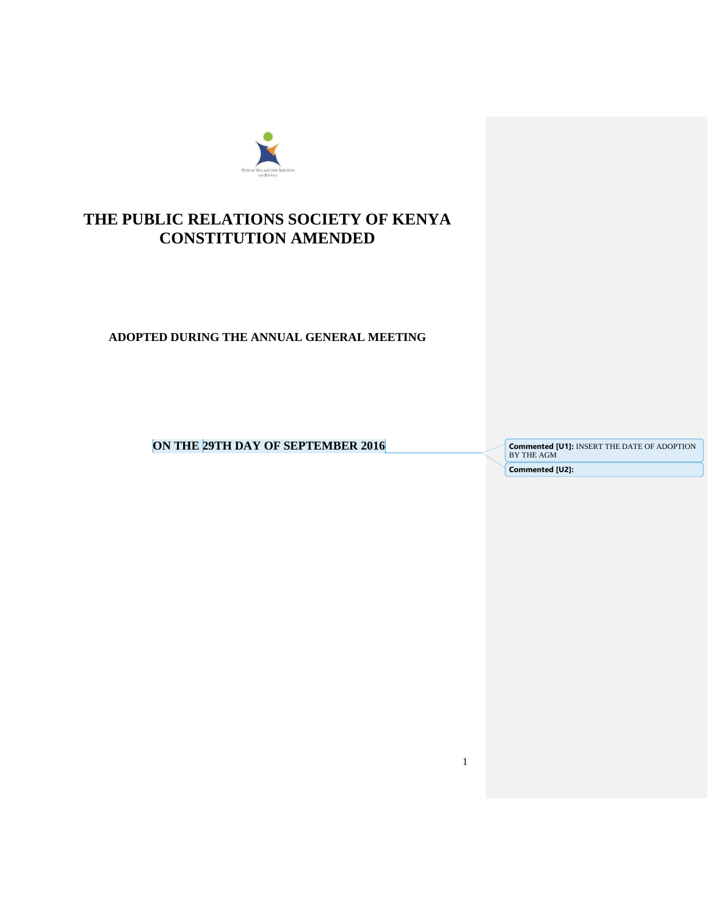# THE PUBLIC RELATIONS SOCIETY OF KENYA CONSTITUTION AMENDED

**ADOPTED DURING THE ANNUAL GENERAL MEETING**

**ON THE 29TH DAY OF SEPTEMBER 2016**

**Commented [U1]:** INSERT THE DATE OF ADOPTION BY THE AGM

**Commented [U2]:**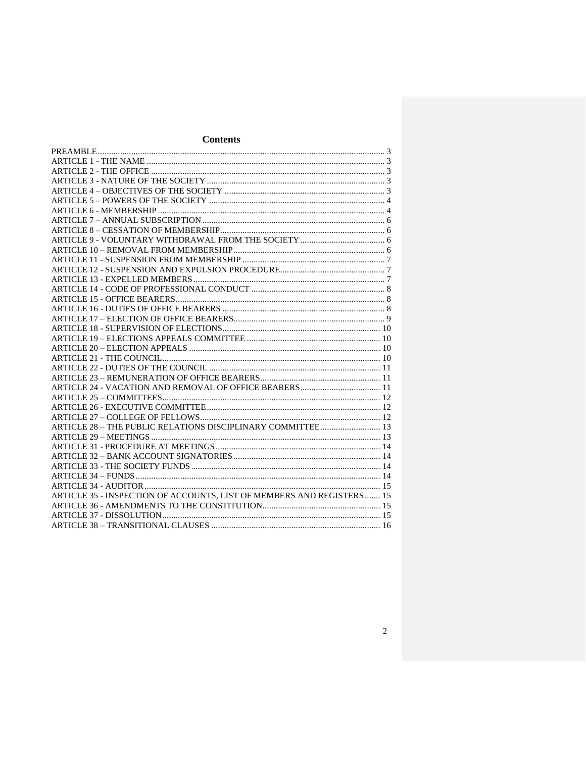# Contents

PREAMBLE ........ 3
ARTICLE 1 - THE NAME ........ 3
ARTICLE 2 - THE OFFICE ........ 3
ARTICLE 3 - NATURE OF THE SOCIETY ........ 3
ARTICLE 4 – OBJECTIVES OF THE SOCIETY ........ 3
ARTICLE 5 – POWERS OF THE SOCIETY ........ 4
ARTICLE 6 - MEMBERSHIP ........ 4
ARTICLE 7 – ANNUAL SUBSCRIPTION ........ 6
ARTICLE 8 – CESSATION OF MEMBERSHIP ........ 6
ARTICLE 9 - VOLUNTARY WITHDRAWAL FROM THE SOCIETY ........ 6
ARTICLE 10 – REMOVAL FROM MEMBERSHIP ........ 6
ARTICLE 11 - SUSPENSION FROM MEMBERSHIP ........ 7
ARTICLE 12 - SUSPENSION AND EXPULSION PROCEDURE ........ 7
ARTICLE 13 - EXPELLED MEMBERS ........ 7
ARTICLE 14 - CODE OF PROFESSIONAL CONDUCT ........ 8
ARTICLE 15 - OFFICE BEARERS ........ 8
ARTICLE 16 - DUTIES OF OFFICE BEARERS ........ 8
ARTICLE 17 – ELECTION OF OFFICE BEARERS ........ 9
ARTICLE 18 - SUPERVISION OF ELECTIONS ........ 10
ARTICLE 19 – ELECTIONS APPEALS COMMITTEE ........ 10
ARTICLE 20 – ELECTION APPEALS ........ 10
ARTICLE 21 - THE COUNCIL ........ 10
ARTICLE 22 - DUTIES OF THE COUNCIL ........ 11
ARTICLE 23 – REMUNERATION OF OFFICE BEARERS ........ 11
ARTICLE 24 - VACATION AND REMOVAL OF OFFICE BEARERS ........ 11
ARTICLE 25 – COMMITTEES ........ 12
ARTICLE 26 - EXECUTIVE COMMITTEE ........ 12
ARTICLE 27 – COLLEGE OF FELLOWS ........ 12
ARTICLE 28 – THE PUBLIC RELATIONS DISCIPLINARY COMMITTEE ........ 13
ARTICLE 29 – MEETINGS ........ 13
ARTICLE 31 - PROCEDURE AT MEETINGS ........ 14
ARTICLE 32 – BANK ACCOUNT SIGNATORIES ........ 14
ARTICLE 33 - THE SOCIETY FUNDS ........ 14
ARTICLE 34 – FUNDS ........ 14
ARTICLE 34 - AUDITOR ........ 15
ARTICLE 35 - INSPECTION OF ACCOUNTS, LIST OF MEMBERS AND REGISTERS ........ 15
ARTICLE 36 - AMENDMENTS TO THE CONSTITUTION ........ 15
ARTICLE 37 - DISSOLUTION ........ 15
ARTICLE 38 – TRANSITIONAL CLAUSES ........ 16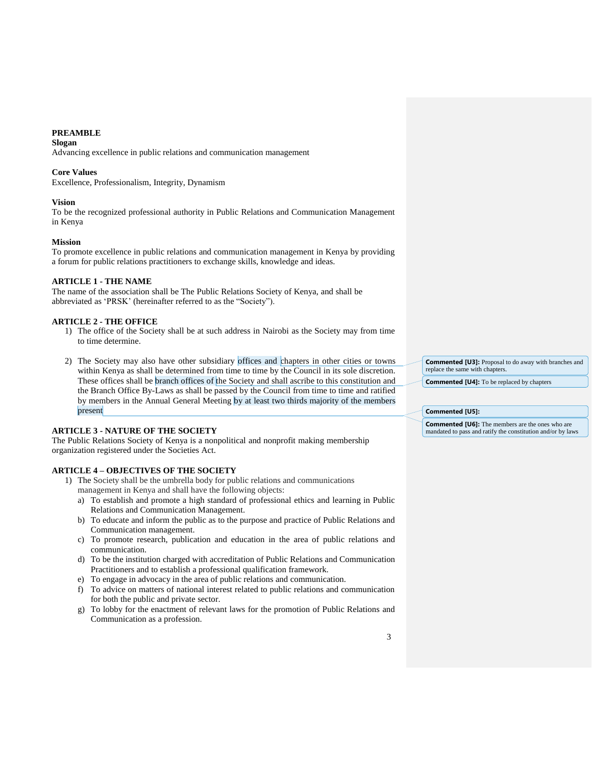**PREAMBLE**

**Slogan**

Advancing excellence in public relations and communication management

**Core Values**

Excellence, Professionalism, Integrity, Dynamism

**Vision**

To be the recognized professional authority in Public Relations and Communication Management in Kenya

**Mission**

To promote excellence in public relations and communication management in Kenya by providing a forum for public relations practitioners to exchange skills, knowledge and ideas.

**ARTICLE 1 - THE NAME**

The name of the association shall be The Public Relations Society of Kenya, and shall be abbreviated as 'PRSK' (hereinafter referred to as the "Society").

**ARTICLE 2 - THE OFFICE**

1) The office of the Society shall be at such address in Nairobi as the Society may from time to time determine.

2) The Society may also have other subsidiary offices and chapters in other cities or towns within Kenya as shall be determined from time to time by the Council in its sole discretion. These offices shall be branch offices of the Society and shall ascribe to this constitution and the Branch Office By-Laws as shall be passed by the Council from time to time and ratified by members in the Annual General Meeting by at least two thirds majority of the members present

**Commented [U3]:** Proposal to do away with branches and replace the same with chapters.

**Commented [U4]:** To be replaced by chapters

**Commented [U5]:**

**Commented [U6]:** The members are the ones who are mandated to pass and ratify the constitution and/or by laws

**ARTICLE 3 - NATURE OF THE SOCIETY**

The Public Relations Society of Kenya is a nonpolitical and nonprofit making membership organization registered under the Societies Act.

**ARTICLE 4 – OBJECTIVES OF THE SOCIETY**

1) The Society shall be the umbrella body for public relations and communications management in Kenya and shall have the following objects:
   a) To establish and promote a high standard of professional ethics and learning in Public Relations and Communication Management.
   b) To educate and inform the public as to the purpose and practice of Public Relations and Communication management.
   c) To promote research, publication and education in the area of public relations and communication.
   d) To be the institution charged with accreditation of Public Relations and Communication Practitioners and to establish a professional qualification framework.
   e) To engage in advocacy in the area of public relations and communication.
   f) To advice on matters of national interest related to public relations and communication for both the public and private sector.
   g) To lobby for the enactment of relevant laws for the promotion of Public Relations and Communication as a profession.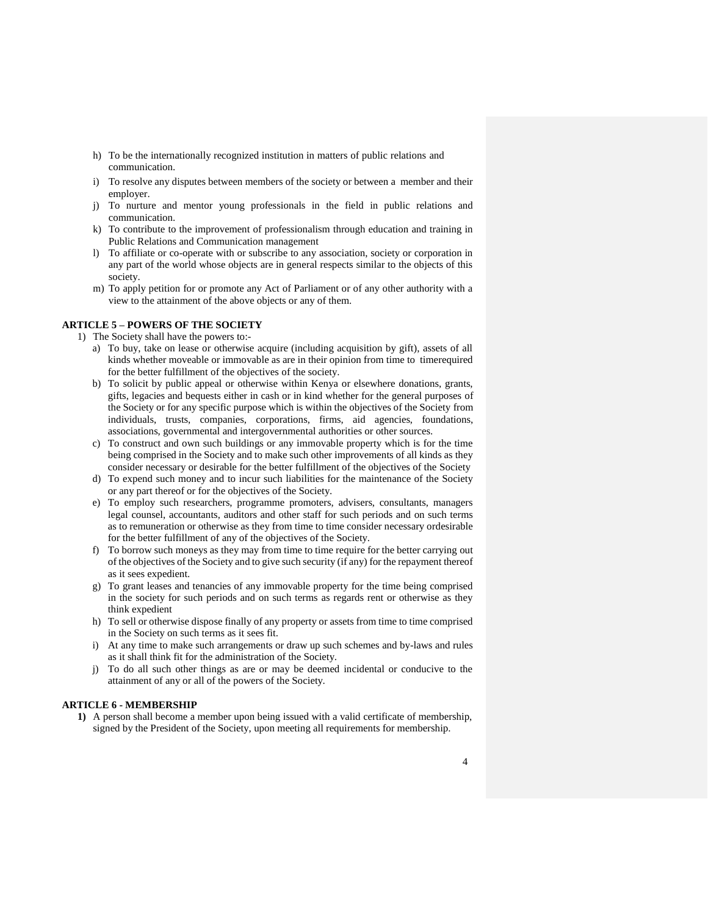h) To be the internationally recognized institution in matters of public relations and communication.
i) To resolve any disputes between members of the society or between a member and their employer.
j) To nurture and mentor young professionals in the field in public relations and communication.
k) To contribute to the improvement of professionalism through education and training in Public Relations and Communication management
l) To affiliate or co-operate with or subscribe to any association, society or corporation in any part of the world whose objects are in general respects similar to the objects of this society.
m) To apply petition for or promote any Act of Parliament or of any other authority with a view to the attainment of the above objects or any of them.

**ARTICLE 5 – POWERS OF THE SOCIETY**

1) The Society shall have the powers to:-
   a) To buy, take on lease or otherwise acquire (including acquisition by gift), assets of all kinds whether moveable or immovable as are in their opinion from time to timerequired for the better fulfillment of the objectives of the society.
   b) To solicit by public appeal or otherwise within Kenya or elsewhere donations, grants, gifts, legacies and bequests either in cash or in kind whether for the general purposes of the Society or for any specific purpose which is within the objectives of the Society from individuals, trusts, companies, corporations, firms, aid agencies, foundations, associations, governmental and intergovernmental authorities or other sources.
   c) To construct and own such buildings or any immovable property which is for the time being comprised in the Society and to make such other improvements of all kinds as they consider necessary or desirable for the better fulfillment of the objectives of the Society
   d) To expend such money and to incur such liabilities for the maintenance of the Society or any part thereof or for the objectives of the Society.
   e) To employ such researchers, programme promoters, advisers, consultants, managers legal counsel, accountants, auditors and other staff for such periods and on such terms as to remuneration or otherwise as they from time to time consider necessary ordesirable for the better fulfillment of any of the objectives of the Society.
   f) To borrow such moneys as they may from time to time require for the better carrying out of the objectives of the Society and to give such security (if any) for the repayment thereof as it sees expedient.
   g) To grant leases and tenancies of any immovable property for the time being comprised in the society for such periods and on such terms as regards rent or otherwise as they think expedient
   h) To sell or otherwise dispose finally of any property or assets from time to time comprised in the Society on such terms as it sees fit.
   i) At any time to make such arrangements or draw up such schemes and by-laws and rules as it shall think fit for the administration of the Society.
   j) To do all such other things as are or may be deemed incidental or conducive to the attainment of any or all of the powers of the Society.

**ARTICLE 6 - MEMBERSHIP**

**1)** A person shall become a member upon being issued with a valid certificate of membership, signed by the President of the Society, upon meeting all requirements for membership.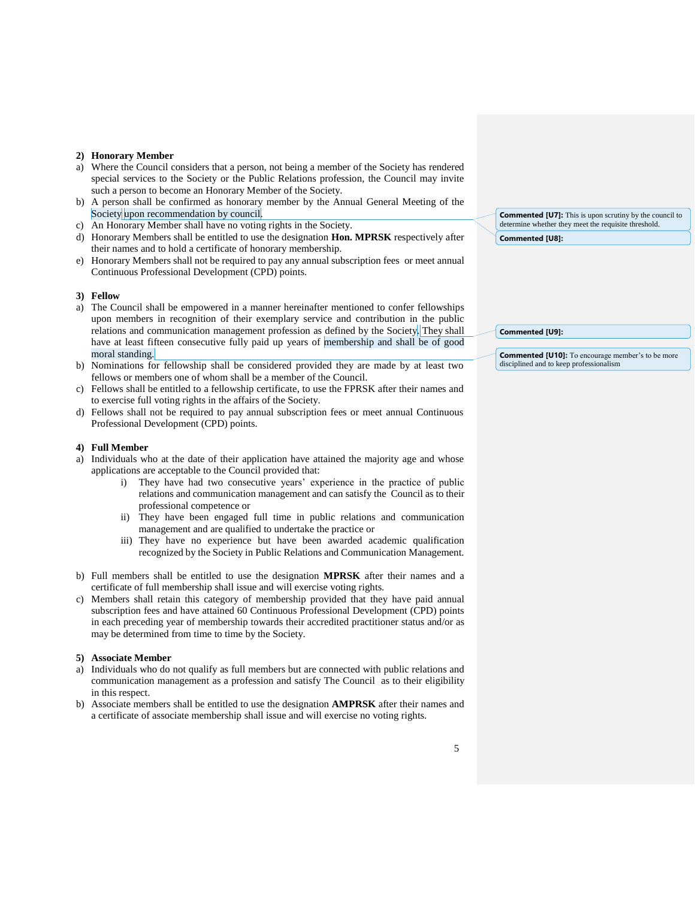**2) Honorary Member**

a) Where the Council considers that a person, not being a member of the Society has rendered special services to the Society or the Public Relations profession, the Council may invite such a person to become an Honorary Member of the Society.

b) A person shall be confirmed as honorary member by the Annual General Meeting of the Society upon recommendation by council.

c) An Honorary Member shall have no voting rights in the Society.

d) Honorary Members shall be entitled to use the designation **Hon. MPRSK** respectively after their names and to hold a certificate of honorary membership.

e) Honorary Members shall not be required to pay any annual subscription fees or meet annual Continuous Professional Development (CPD) points.

**3) Fellow**

a) The Council shall be empowered in a manner hereinafter mentioned to confer fellowships upon members in recognition of their exemplary service and contribution in the public relations and communication management profession as defined by the Society. They shall have at least fifteen consecutive fully paid up years of membership and shall be of good moral standing.

b) Nominations for fellowship shall be considered provided they are made by at least two fellows or members one of whom shall be a member of the Council.

c) Fellows shall be entitled to a fellowship certificate, to use the FPRSK after their names and to exercise full voting rights in the affairs of the Society.

d) Fellows shall not be required to pay annual subscription fees or meet annual Continuous Professional Development (CPD) points.

**4) Full Member**

a) Individuals who at the date of their application have attained the majority age and whose applications are acceptable to the Council provided that:

   i) They have had two consecutive years' experience in the practice of public relations and communication management and can satisfy the Council as to their professional competence or

   ii) They have been engaged full time in public relations and communication management and are qualified to undertake the practice or

   iii) They have no experience but have been awarded academic qualification recognized by the Society in Public Relations and Communication Management.

b) Full members shall be entitled to use the designation **MPRSK** after their names and a certificate of full membership shall issue and will exercise voting rights.

c) Members shall retain this category of membership provided that they have paid annual subscription fees and have attained 60 Continuous Professional Development (CPD) points in each preceding year of membership towards their accredited practitioner status and/or as may be determined from time to time by the Society.

**5) Associate Member**

a) Individuals who do not qualify as full members but are connected with public relations and communication management as a profession and satisfy The Council as to their eligibility in this respect.

b) Associate members shall be entitled to use the designation **AMPRSK** after their names and a certificate of associate membership shall issue and will exercise no voting rights.

**Commented [U7]:** This is upon scrutiny by the council to determine whether they meet the requisite threshold.

**Commented [U8]:**

**Commented [U9]:**

**Commented [U10]:** To encourage member's to be more disciplined and to keep professionalism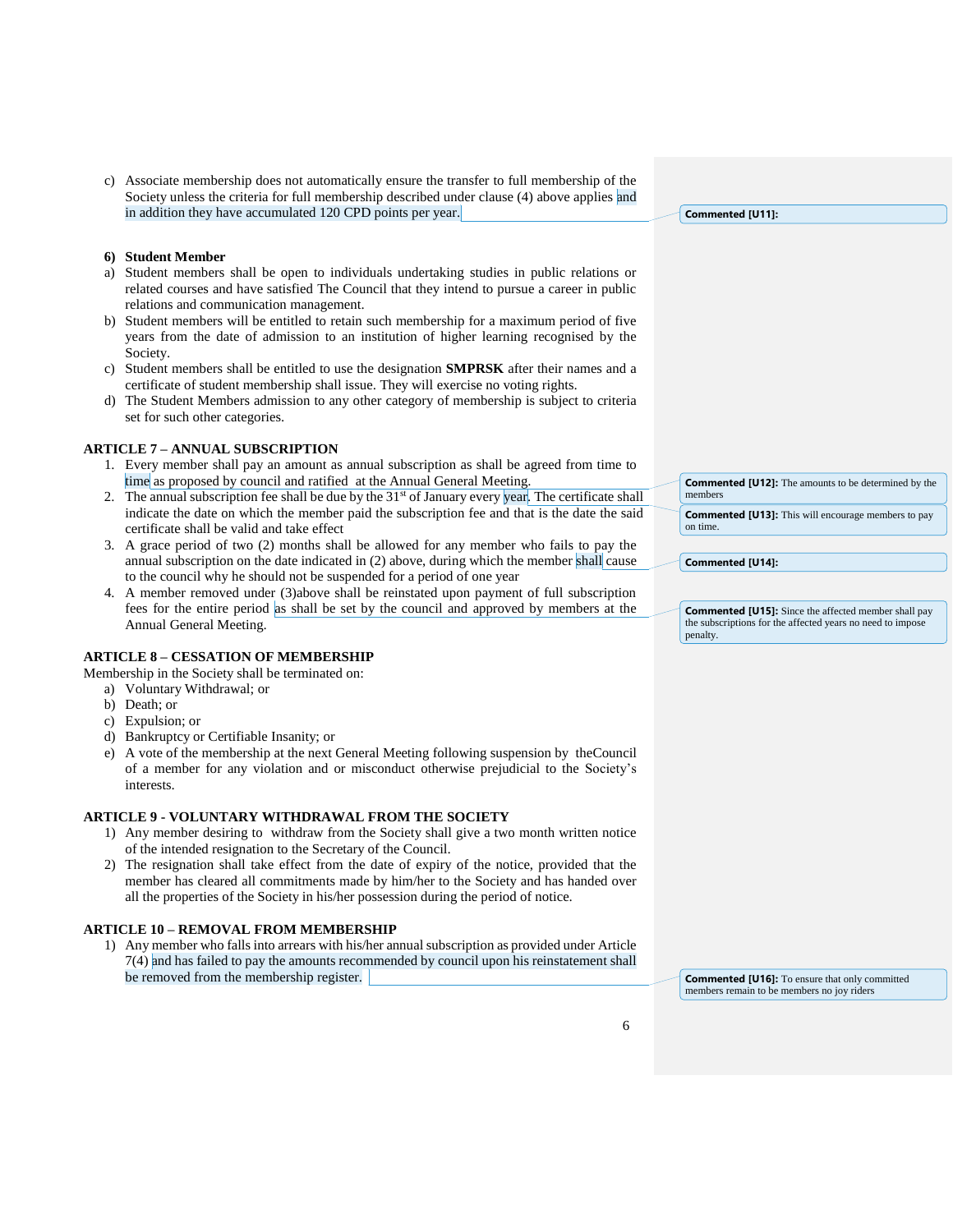c) Associate membership does not automatically ensure the transfer to full membership of the Society unless the criteria for full membership described under clause (4) above applies and in addition they have accumulated 120 CPD points per year.

> **Commented [U11]:**

**6) Student Member**

a) Student members shall be open to individuals undertaking studies in public relations or related courses and have satisfied The Council that they intend to pursue a career in public relations and communication management.
b) Student members will be entitled to retain such membership for a maximum period of five years from the date of admission to an institution of higher learning recognised by the Society.
c) Student members shall be entitled to use the designation **SMPRSK** after their names and a certificate of student membership shall issue. They will exercise no voting rights.
d) The Student Members admission to any other category of membership is subject to criteria set for such other categories.

## ARTICLE 7 – ANNUAL SUBSCRIPTION

1. Every member shall pay an amount as annual subscription as shall be agreed from time to time as proposed by council and ratified at the Annual General Meeting.
2. The annual subscription fee shall be due by the 31st of January every year. The certificate shall indicate the date on which the member paid the subscription fee and that is the date the said certificate shall be valid and take effect
3. A grace period of two (2) months shall be allowed for any member who fails to pay the annual subscription on the date indicated in (2) above, during which the member shall cause to the council why he should not be suspended for a period of one year
4. A member removed under (3)above shall be reinstated upon payment of full subscription fees for the entire period as shall be set by the council and approved by members at the Annual General Meeting.

> **Commented [U12]:** The amounts to be determined by the members

> **Commented [U13]:** This will encourage members to pay on time.

> **Commented [U14]:**

> **Commented [U15]:** Since the affected member shall pay the subscriptions for the affected years no need to impose penalty.

## ARTICLE 8 – CESSATION OF MEMBERSHIP

Membership in the Society shall be terminated on:

a) Voluntary Withdrawal; or
b) Death; or
c) Expulsion; or
d) Bankruptcy or Certifiable Insanity; or
e) A vote of the membership at the next General Meeting following suspension by theCouncil of a member for any violation and or misconduct otherwise prejudicial to the Society's interests.

## ARTICLE 9 - VOLUNTARY WITHDRAWAL FROM THE SOCIETY

1) Any member desiring to withdraw from the Society shall give a two month written notice of the intended resignation to the Secretary of the Council.
2) The resignation shall take effect from the date of expiry of the notice, provided that the member has cleared all commitments made by him/her to the Society and has handed over all the properties of the Society in his/her possession during the period of notice.

## ARTICLE 10 – REMOVAL FROM MEMBERSHIP

1) Any member who falls into arrears with his/her annual subscription as provided under Article 7(4) and has failed to pay the amounts recommended by council upon his reinstatement shall be removed from the membership register.

> **Commented [U16]:** To ensure that only committed members remain to be members no joy riders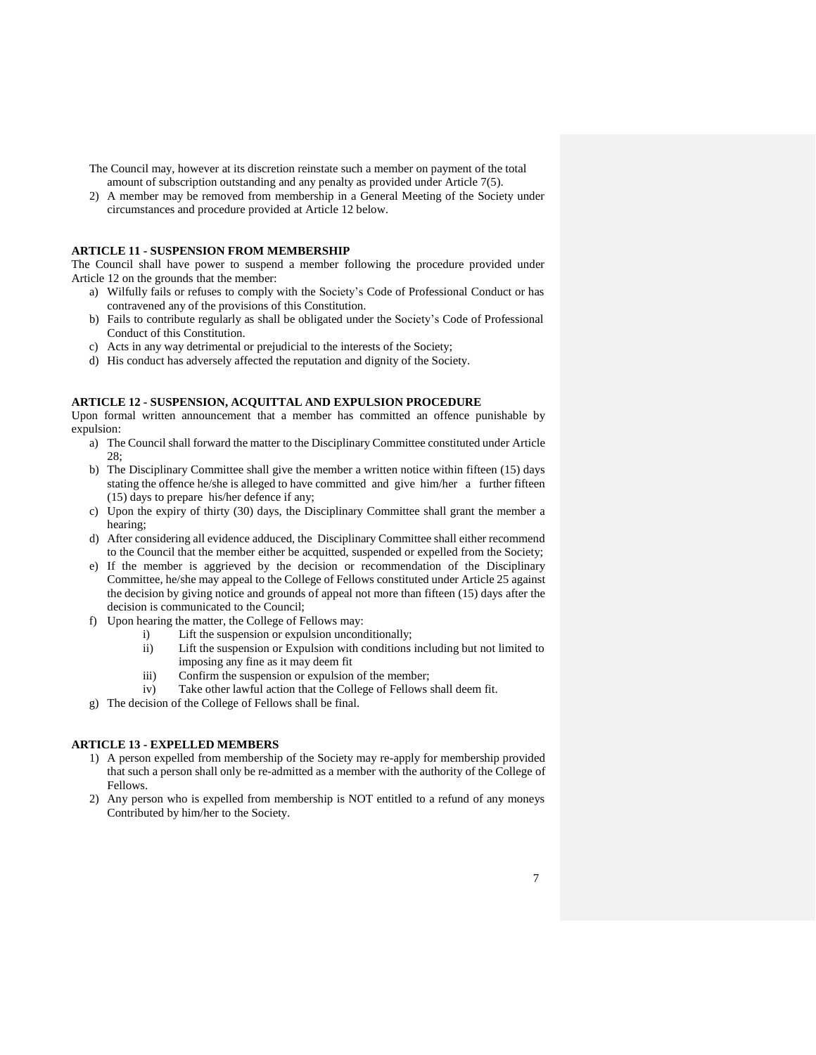The Council may, however at its discretion reinstate such a member on payment of the total amount of subscription outstanding and any penalty as provided under Article 7(5).

2) A member may be removed from membership in a General Meeting of the Society under circumstances and procedure provided at Article 12 below.

**ARTICLE 11 - SUSPENSION FROM MEMBERSHIP**

The Council shall have power to suspend a member following the procedure provided under Article 12 on the grounds that the member:

a) Wilfully fails or refuses to comply with the Society's Code of Professional Conduct or has contravened any of the provisions of this Constitution.
b) Fails to contribute regularly as shall be obligated under the Society's Code of Professional Conduct of this Constitution.
c) Acts in any way detrimental or prejudicial to the interests of the Society;
d) His conduct has adversely affected the reputation and dignity of the Society.

**ARTICLE 12 - SUSPENSION, ACQUITTAL AND EXPULSION PROCEDURE**

Upon formal written announcement that a member has committed an offence punishable by expulsion:

a) The Council shall forward the matter to the Disciplinary Committee constituted under Article 28;
b) The Disciplinary Committee shall give the member a written notice within fifteen (15) days stating the offence he/she is alleged to have committed and give him/her a further fifteen (15) days to prepare his/her defence if any;
c) Upon the expiry of thirty (30) days, the Disciplinary Committee shall grant the member a hearing;
d) After considering all evidence adduced, the Disciplinary Committee shall either recommend to the Council that the member either be acquitted, suspended or expelled from the Society;
e) If the member is aggrieved by the decision or recommendation of the Disciplinary Committee, he/she may appeal to the College of Fellows constituted under Article 25 against the decision by giving notice and grounds of appeal not more than fifteen (15) days after the decision is communicated to the Council;
f) Upon hearing the matter, the College of Fellows may:
    i) Lift the suspension or expulsion unconditionally;
    ii) Lift the suspension or Expulsion with conditions including but not limited to imposing any fine as it may deem fit
    iii) Confirm the suspension or expulsion of the member;
    iv) Take other lawful action that the College of Fellows shall deem fit.
g) The decision of the College of Fellows shall be final.

**ARTICLE 13 - EXPELLED MEMBERS**

1) A person expelled from membership of the Society may re-apply for membership provided that such a person shall only be re-admitted as a member with the authority of the College of Fellows.
2) Any person who is expelled from membership is NOT entitled to a refund of any moneys Contributed by him/her to the Society.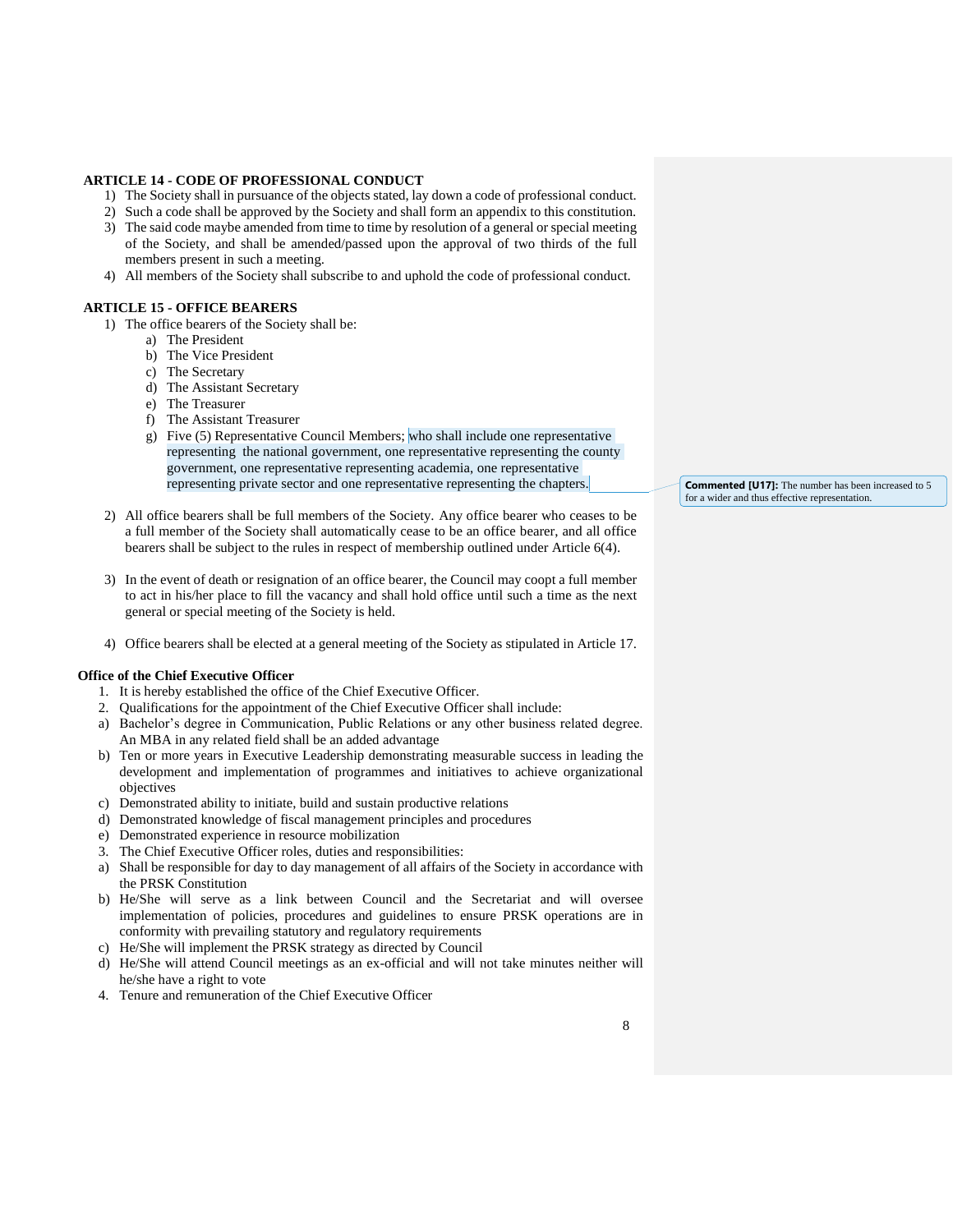### ARTICLE 14 - CODE OF PROFESSIONAL CONDUCT

1) The Society shall in pursuance of the objects stated, lay down a code of professional conduct.
2) Such a code shall be approved by the Society and shall form an appendix to this constitution.
3) The said code maybe amended from time to time by resolution of a general or special meeting of the Society, and shall be amended/passed upon the approval of two thirds of the full members present in such a meeting.
4) All members of the Society shall subscribe to and uphold the code of professional conduct.

### ARTICLE 15 - OFFICE BEARERS

1) The office bearers of the Society shall be:
   a) The President
   b) The Vice President
   c) The Secretary
   d) The Assistant Secretary
   e) The Treasurer
   f) The Assistant Treasurer
   g) Five (5) Representative Council Members; who shall include one representative representing the national government, one representative representing the county government, one representative representing academia, one representative representing private sector and one representative representing the chapters.

**Commented [U17]:** The number has been increased to 5 for a wider and thus effective representation.

2) All office bearers shall be full members of the Society. Any office bearer who ceases to be a full member of the Society shall automatically cease to be an office bearer, and all office bearers shall be subject to the rules in respect of membership outlined under Article 6(4).

3) In the event of death or resignation of an office bearer, the Council may coopt a full member to act in his/her place to fill the vacancy and shall hold office until such a time as the next general or special meeting of the Society is held.

4) Office bearers shall be elected at a general meeting of the Society as stipulated in Article 17.

**Office of the Chief Executive Officer**

1. It is hereby established the office of the Chief Executive Officer.
2. Qualifications for the appointment of the Chief Executive Officer shall include:

a) Bachelor's degree in Communication, Public Relations or any other business related degree. An MBA in any related field shall be an added advantage
b) Ten or more years in Executive Leadership demonstrating measurable success in leading the development and implementation of programmes and initiatives to achieve organizational objectives
c) Demonstrated ability to initiate, build and sustain productive relations
d) Demonstrated knowledge of fiscal management principles and procedures
e) Demonstrated experience in resource mobilization

3. The Chief Executive Officer roles, duties and responsibilities:

a) Shall be responsible for day to day management of all affairs of the Society in accordance with the PRSK Constitution
b) He/She will serve as a link between Council and the Secretariat and will oversee implementation of policies, procedures and guidelines to ensure PRSK operations are in conformity with prevailing statutory and regulatory requirements
c) He/She will implement the PRSK strategy as directed by Council
d) He/She will attend Council meetings as an ex-official and will not take minutes neither will he/she have a right to vote

4. Tenure and remuneration of the Chief Executive Officer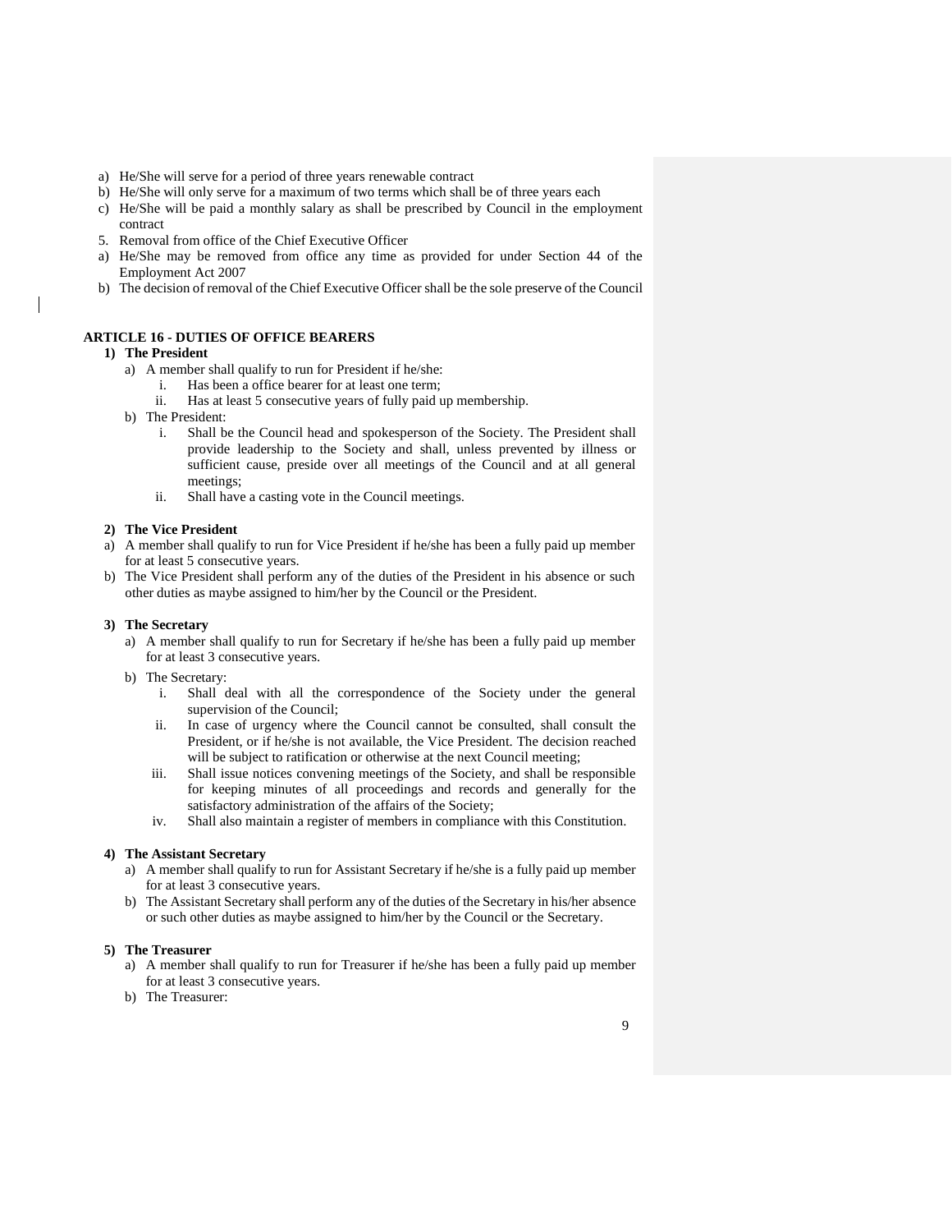a) He/She will serve for a period of three years renewable contract
b) He/She will only serve for a maximum of two terms which shall be of three years each
c) He/She will be paid a monthly salary as shall be prescribed by Council in the employment contract

5. Removal from office of the Chief Executive Officer

a) He/She may be removed from office any time as provided for under Section 44 of the Employment Act 2007
b) The decision of removal of the Chief Executive Officer shall be the sole preserve of the Council

## ARTICLE 16 - DUTIES OF OFFICE BEARERS

**1) The President**

a) A member shall qualify to run for President if he/she:
   i. Has been a office bearer for at least one term;
   ii. Has at least 5 consecutive years of fully paid up membership.
b) The President:
   i. Shall be the Council head and spokesperson of the Society. The President shall provide leadership to the Society and shall, unless prevented by illness or sufficient cause, preside over all meetings of the Council and at all general meetings;
   ii. Shall have a casting vote in the Council meetings.

**2) The Vice President**

a) A member shall qualify to run for Vice President if he/she has been a fully paid up member for at least 5 consecutive years.
b) The Vice President shall perform any of the duties of the President in his absence or such other duties as maybe assigned to him/her by the Council or the President.

**3) The Secretary**

a) A member shall qualify to run for Secretary if he/she has been a fully paid up member for at least 3 consecutive years.
b) The Secretary:
   i. Shall deal with all the correspondence of the Society under the general supervision of the Council;
   ii. In case of urgency where the Council cannot be consulted, shall consult the President, or if he/she is not available, the Vice President. The decision reached will be subject to ratification or otherwise at the next Council meeting;
   iii. Shall issue notices convening meetings of the Society, and shall be responsible for keeping minutes of all proceedings and records and generally for the satisfactory administration of the affairs of the Society;
   iv. Shall also maintain a register of members in compliance with this Constitution.

**4) The Assistant Secretary**

a) A member shall qualify to run for Assistant Secretary if he/she is a fully paid up member for at least 3 consecutive years.
b) The Assistant Secretary shall perform any of the duties of the Secretary in his/her absence or such other duties as maybe assigned to him/her by the Council or the Secretary.

**5) The Treasurer**

a) A member shall qualify to run for Treasurer if he/she has been a fully paid up member for at least 3 consecutive years.
b) The Treasurer: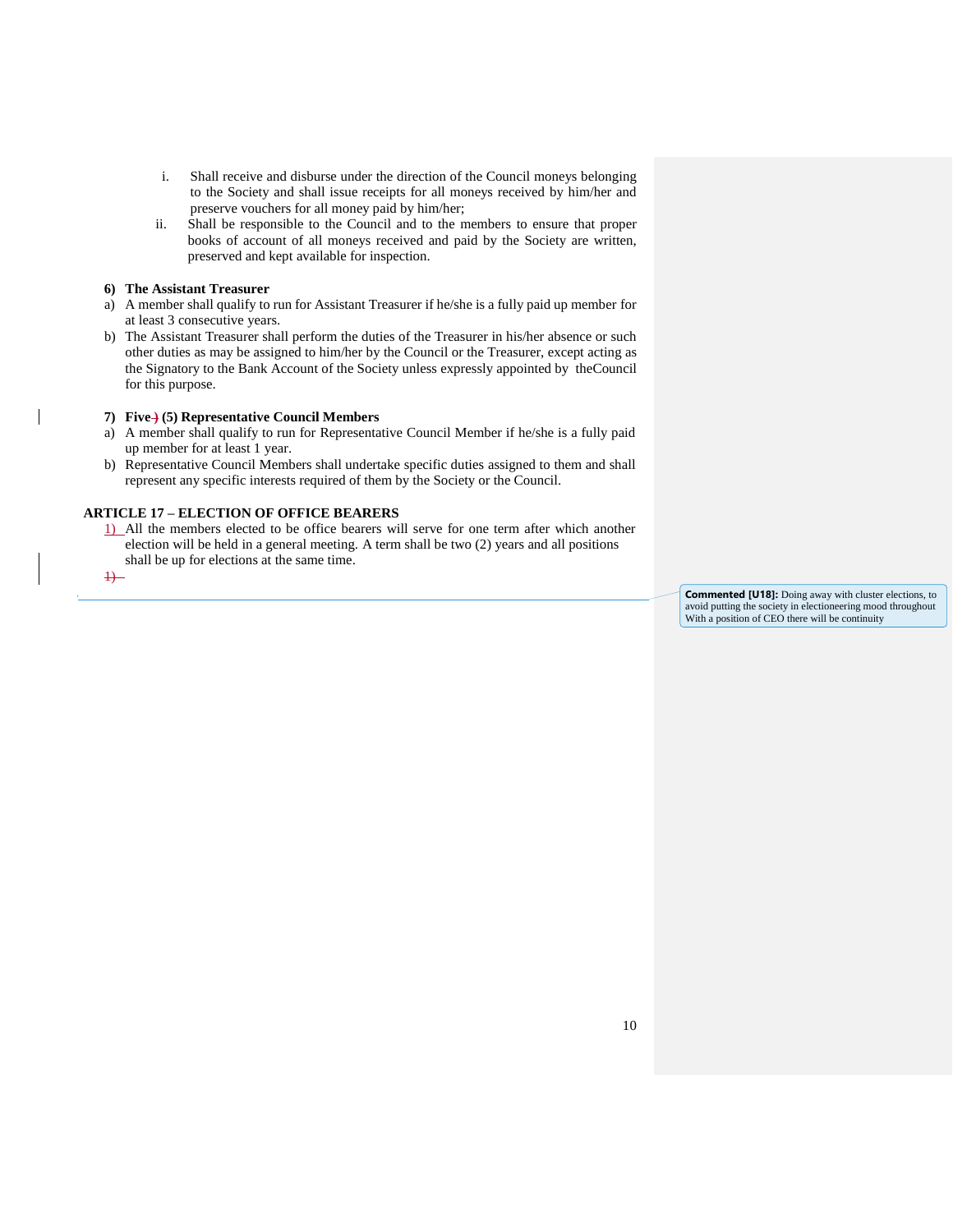i. Shall receive and disburse under the direction of the Council moneys belonging to the Society and shall issue receipts for all moneys received by him/her and preserve vouchers for all money paid by him/her;

ii. Shall be responsible to the Council and to the members to ensure that proper books of account of all moneys received and paid by the Society are written, preserved and kept available for inspection.

**6) The Assistant Treasurer**

a) A member shall qualify to run for Assistant Treasurer if he/she is a fully paid up member for at least 3 consecutive years.

b) The Assistant Treasurer shall perform the duties of the Treasurer in his/her absence or such other duties as may be assigned to him/her by the Council or the Treasurer, except acting as the Signatory to the Bank Account of the Society unless expressly appointed by theCouncil for this purpose.

**7) Five (5) Representative Council Members**

a) A member shall qualify to run for Representative Council Member if he/she is a fully paid up member for at least 1 year.

b) Representative Council Members shall undertake specific duties assigned to them and shall represent any specific interests required of them by the Society or the Council.

**ARTICLE 17 – ELECTION OF OFFICE BEARERS**

1) All the members elected to be office bearers will serve for one term after which another election will be held in a general meeting. A term shall be two (2) years and all positions shall be up for elections at the same time.

**Commented [U18]:** Doing away with cluster elections, to avoid putting the society in electioneering mood throughout With a position of CEO there will be continuity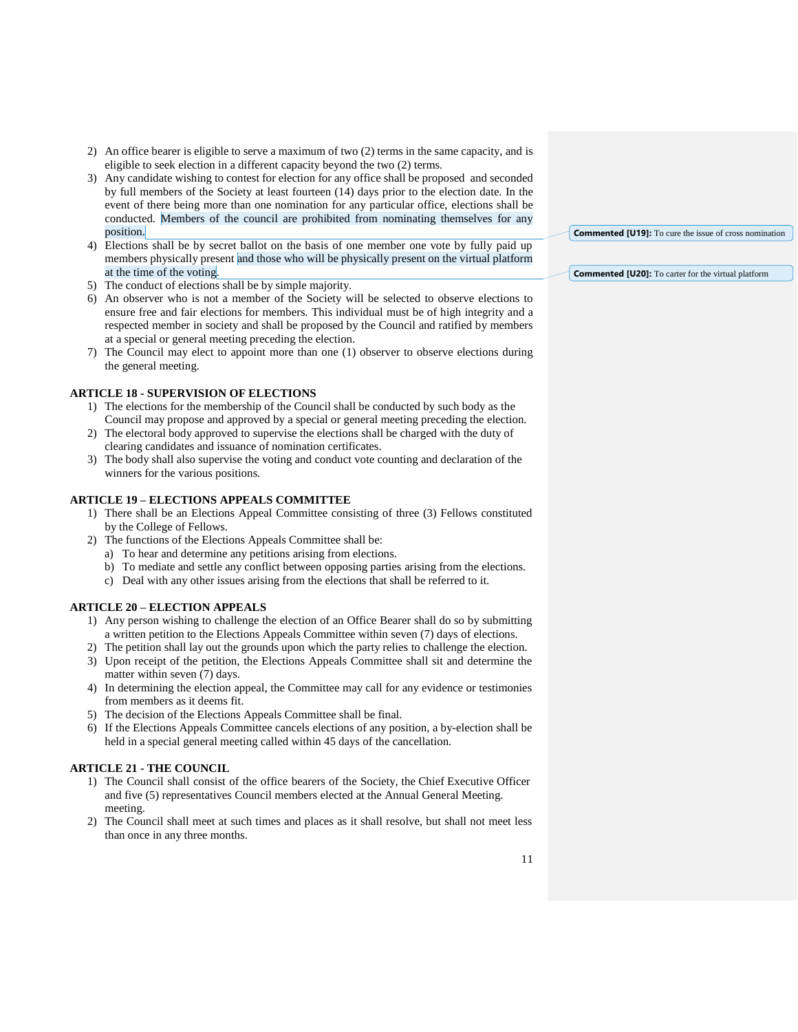2) An office bearer is eligible to serve a maximum of two (2) terms in the same capacity, and is eligible to seek election in a different capacity beyond the two (2) terms.
3) Any candidate wishing to contest for election for any office shall be proposed and seconded by full members of the Society at least fourteen (14) days prior to the election date. In the event of there being more than one nomination for any particular office, elections shall be conducted. Members of the council are prohibited from nominating themselves for any position.
4) Elections shall be by secret ballot on the basis of one member one vote by fully paid up members physically present and those who will be physically present on the virtual platform at the time of the voting.
5) The conduct of elections shall be by simple majority.
6) An observer who is not a member of the Society will be selected to observe elections to ensure free and fair elections for members. This individual must be of high integrity and a respected member in society and shall be proposed by the Council and ratified by members at a special or general meeting preceding the election.
7) The Council may elect to appoint more than one (1) observer to observe elections during the general meeting.

> **Commented [U19]:** To cure the issue of cross nomination

> **Commented [U20]:** To carter for the virtual platform

**ARTICLE 18 - SUPERVISION OF ELECTIONS**

1) The elections for the membership of the Council shall be conducted by such body as the Council may propose and approved by a special or general meeting preceding the election.
2) The electoral body approved to supervise the elections shall be charged with the duty of clearing candidates and issuance of nomination certificates.
3) The body shall also supervise the voting and conduct vote counting and declaration of the winners for the various positions.

**ARTICLE 19 – ELECTIONS APPEALS COMMITTEE**

1) There shall be an Elections Appeal Committee consisting of three (3) Fellows constituted by the College of Fellows.
2) The functions of the Elections Appeals Committee shall be:
   a) To hear and determine any petitions arising from elections.
   b) To mediate and settle any conflict between opposing parties arising from the elections.
   c) Deal with any other issues arising from the elections that shall be referred to it.

**ARTICLE 20 – ELECTION APPEALS**

1) Any person wishing to challenge the election of an Office Bearer shall do so by submitting a written petition to the Elections Appeals Committee within seven (7) days of elections.
2) The petition shall lay out the grounds upon which the party relies to challenge the election.
3) Upon receipt of the petition, the Elections Appeals Committee shall sit and determine the matter within seven (7) days.
4) In determining the election appeal, the Committee may call for any evidence or testimonies from members as it deems fit.
5) The decision of the Elections Appeals Committee shall be final.
6) If the Elections Appeals Committee cancels elections of any position, a by-election shall be held in a special general meeting called within 45 days of the cancellation.

**ARTICLE 21 - THE COUNCIL**

1) The Council shall consist of the office bearers of the Society, the Chief Executive Officer and five (5) representatives Council members elected at the Annual General Meeting. meeting.
2) The Council shall meet at such times and places as it shall resolve, but shall not meet less than once in any three months.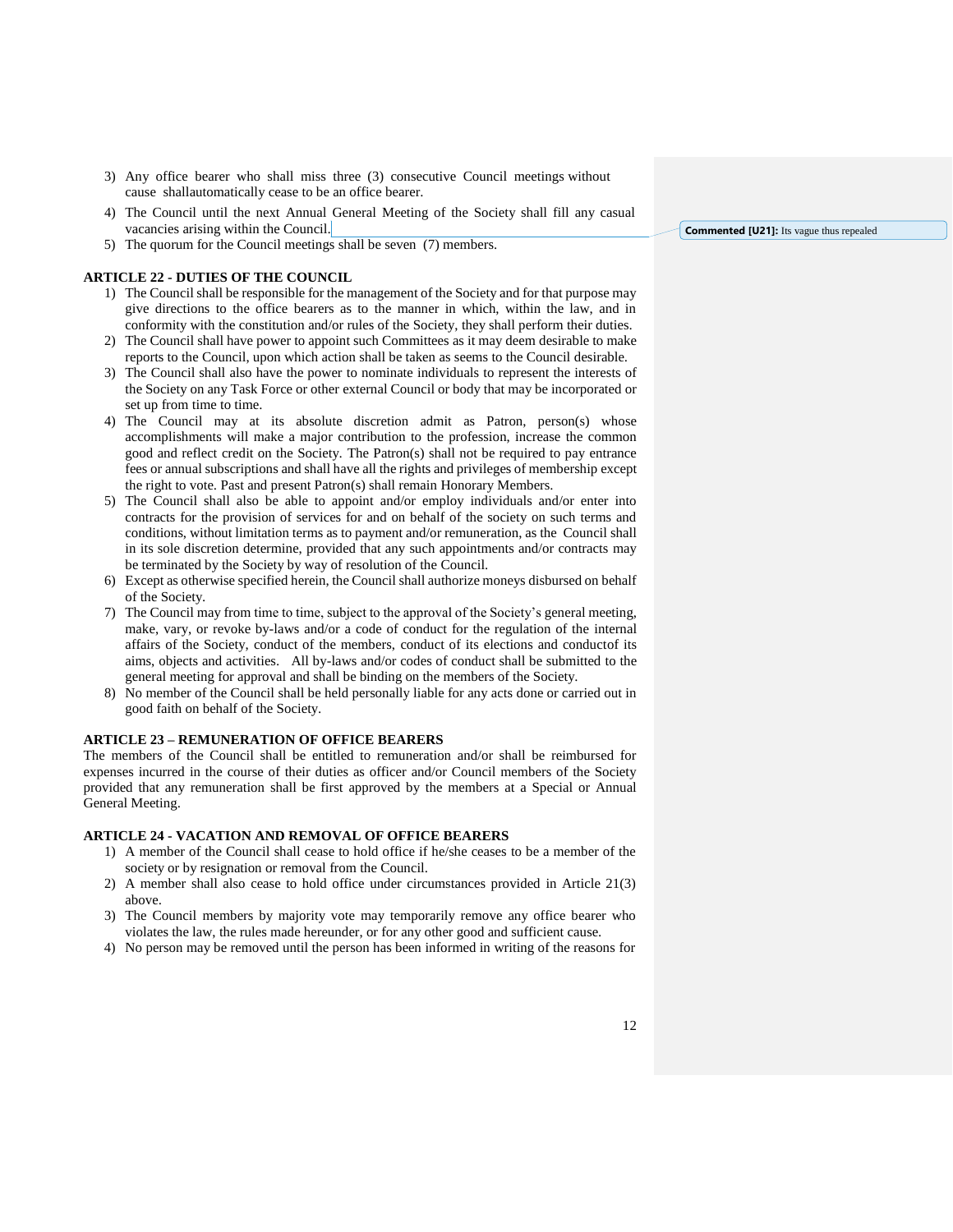3) Any office bearer who shall miss three (3) consecutive Council meetings without cause shallautomatically cease to be an office bearer.
4) The Council until the next Annual General Meeting of the Society shall fill any casual vacancies arising within the Council.
5) The quorum for the Council meetings shall be seven (7) members.

**Commented [U21]:** Its vague thus repealed

**ARTICLE 22 - DUTIES OF THE COUNCIL**

1) The Council shall be responsible for the management of the Society and for that purpose may give directions to the office bearers as to the manner in which, within the law, and in conformity with the constitution and/or rules of the Society, they shall perform their duties.
2) The Council shall have power to appoint such Committees as it may deem desirable to make reports to the Council, upon which action shall be taken as seems to the Council desirable.
3) The Council shall also have the power to nominate individuals to represent the interests of the Society on any Task Force or other external Council or body that may be incorporated or set up from time to time.
4) The Council may at its absolute discretion admit as Patron, person(s) whose accomplishments will make a major contribution to the profession, increase the common good and reflect credit on the Society. The Patron(s) shall not be required to pay entrance fees or annual subscriptions and shall have all the rights and privileges of membership except the right to vote. Past and present Patron(s) shall remain Honorary Members.
5) The Council shall also be able to appoint and/or employ individuals and/or enter into contracts for the provision of services for and on behalf of the society on such terms and conditions, without limitation terms as to payment and/or remuneration, as the Council shall in its sole discretion determine, provided that any such appointments and/or contracts may be terminated by the Society by way of resolution of the Council.
6) Except as otherwise specified herein, the Council shall authorize moneys disbursed on behalf of the Society.
7) The Council may from time to time, subject to the approval of the Society's general meeting, make, vary, or revoke by-laws and/or a code of conduct for the regulation of the internal affairs of the Society, conduct of the members, conduct of its elections and conductof its aims, objects and activities. All by-laws and/or codes of conduct shall be submitted to the general meeting for approval and shall be binding on the members of the Society.
8) No member of the Council shall be held personally liable for any acts done or carried out in good faith on behalf of the Society.

**ARTICLE 23 – REMUNERATION OF OFFICE BEARERS**

The members of the Council shall be entitled to remuneration and/or shall be reimbursed for expenses incurred in the course of their duties as officer and/or Council members of the Society provided that any remuneration shall be first approved by the members at a Special or Annual General Meeting.

**ARTICLE 24 - VACATION AND REMOVAL OF OFFICE BEARERS**

1) A member of the Council shall cease to hold office if he/she ceases to be a member of the society or by resignation or removal from the Council.
2) A member shall also cease to hold office under circumstances provided in Article 21(3) above.
3) The Council members by majority vote may temporarily remove any office bearer who violates the law, the rules made hereunder, or for any other good and sufficient cause.
4) No person may be removed until the person has been informed in writing of the reasons for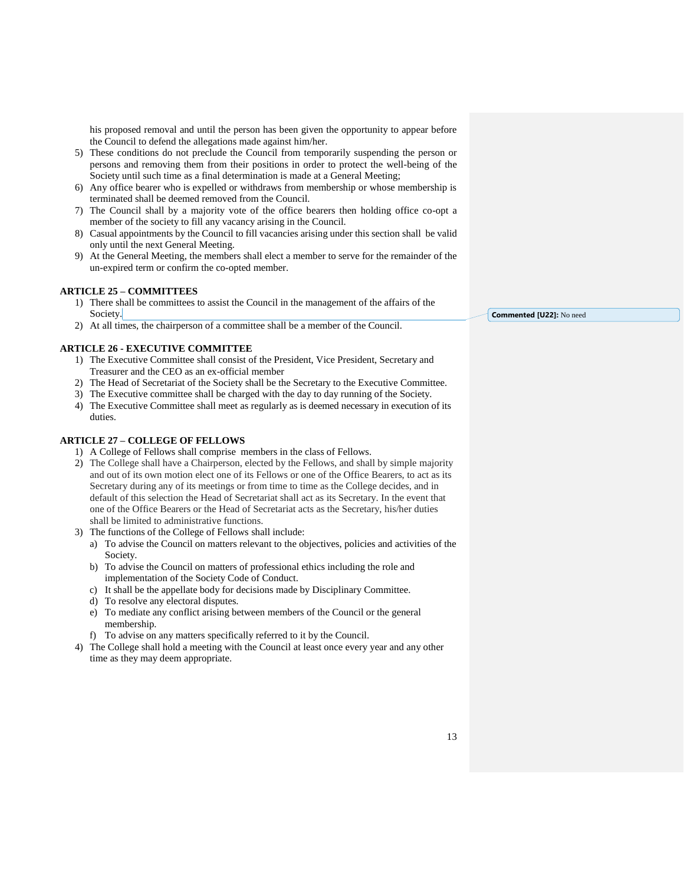his proposed removal and until the person has been given the opportunity to appear before the Council to defend the allegations made against him/her.

5) These conditions do not preclude the Council from temporarily suspending the person or persons and removing them from their positions in order to protect the well-being of the Society until such time as a final determination is made at a General Meeting;
6) Any office bearer who is expelled or withdraws from membership or whose membership is terminated shall be deemed removed from the Council.
7) The Council shall by a majority vote of the office bearers then holding office co-opt a member of the society to fill any vacancy arising in the Council.
8) Casual appointments by the Council to fill vacancies arising under this section shall be valid only until the next General Meeting.
9) At the General Meeting, the members shall elect a member to serve for the remainder of the un-expired term or confirm the co-opted member.

**ARTICLE 25 – COMMITTEES**

1) There shall be committees to assist the Council in the management of the affairs of the Society.
2) At all times, the chairperson of a committee shall be a member of the Council.

**Commented [U22]:** No need

**ARTICLE 26 - EXECUTIVE COMMITTEE**

1) The Executive Committee shall consist of the President, Vice President, Secretary and Treasurer and the CEO as an ex-official member
2) The Head of Secretariat of the Society shall be the Secretary to the Executive Committee.
3) The Executive committee shall be charged with the day to day running of the Society.
4) The Executive Committee shall meet as regularly as is deemed necessary in execution of its duties.

**ARTICLE 27 – COLLEGE OF FELLOWS**

1) A College of Fellows shall comprise members in the class of Fellows.
2) The College shall have a Chairperson, elected by the Fellows, and shall by simple majority and out of its own motion elect one of its Fellows or one of the Office Bearers, to act as its Secretary during any of its meetings or from time to time as the College decides, and in default of this selection the Head of Secretariat shall act as its Secretary. In the event that one of the Office Bearers or the Head of Secretariat acts as the Secretary, his/her duties shall be limited to administrative functions.
3) The functions of the College of Fellows shall include:
   a) To advise the Council on matters relevant to the objectives, policies and activities of the Society.
   b) To advise the Council on matters of professional ethics including the role and implementation of the Society Code of Conduct.
   c) It shall be the appellate body for decisions made by Disciplinary Committee.
   d) To resolve any electoral disputes.
   e) To mediate any conflict arising between members of the Council or the general membership.
   f) To advise on any matters specifically referred to it by the Council.
4) The College shall hold a meeting with the Council at least once every year and any other time as they may deem appropriate.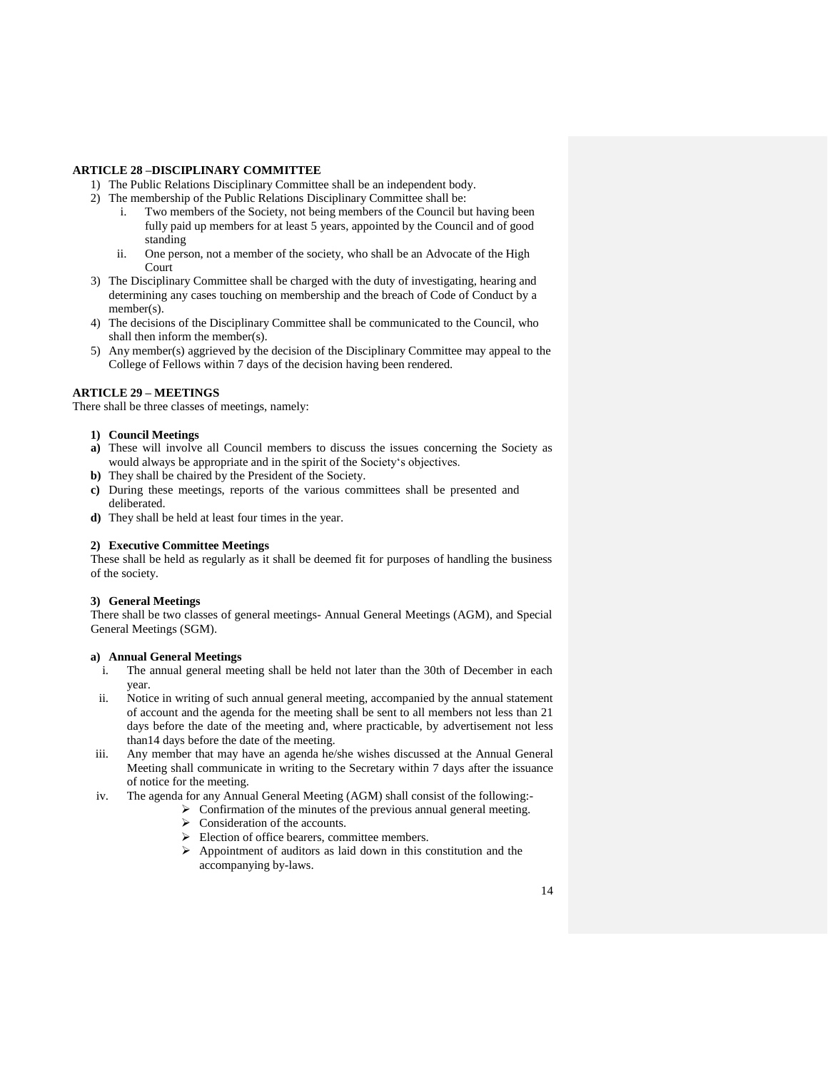**ARTICLE 28 –DISCIPLINARY COMMITTEE**

1) The Public Relations Disciplinary Committee shall be an independent body.
2) The membership of the Public Relations Disciplinary Committee shall be:
   i. Two members of the Society, not being members of the Council but having been fully paid up members for at least 5 years, appointed by the Council and of good standing
   ii. One person, not a member of the society, who shall be an Advocate of the High Court
3) The Disciplinary Committee shall be charged with the duty of investigating, hearing and determining any cases touching on membership and the breach of Code of Conduct by a member(s).
4) The decisions of the Disciplinary Committee shall be communicated to the Council, who shall then inform the member(s).
5) Any member(s) aggrieved by the decision of the Disciplinary Committee may appeal to the College of Fellows within 7 days of the decision having been rendered.

**ARTICLE 29 – MEETINGS**

There shall be three classes of meetings, namely:

**1) Council Meetings**

**a)** These will involve all Council members to discuss the issues concerning the Society as would always be appropriate and in the spirit of the Society's objectives.
**b)** They shall be chaired by the President of the Society.
**c)** During these meetings, reports of the various committees shall be presented and deliberated.
**d)** They shall be held at least four times in the year.

**2) Executive Committee Meetings**

These shall be held as regularly as it shall be deemed fit for purposes of handling the business of the society.

**3) General Meetings**

There shall be two classes of general meetings- Annual General Meetings (AGM), and Special General Meetings (SGM).

**a) Annual General Meetings**

i. The annual general meeting shall be held not later than the 30th of December in each year.
ii. Notice in writing of such annual general meeting, accompanied by the annual statement of account and the agenda for the meeting shall be sent to all members not less than 21 days before the date of the meeting and, where practicable, by advertisement not less than14 days before the date of the meeting.
iii. Any member that may have an agenda he/she wishes discussed at the Annual General Meeting shall communicate in writing to the Secretary within 7 days after the issuance of notice for the meeting.
iv. The agenda for any Annual General Meeting (AGM) shall consist of the following:-
   - Confirmation of the minutes of the previous annual general meeting.
   - Consideration of the accounts.
   - Election of office bearers, committee members.
   - Appointment of auditors as laid down in this constitution and the accompanying by-laws.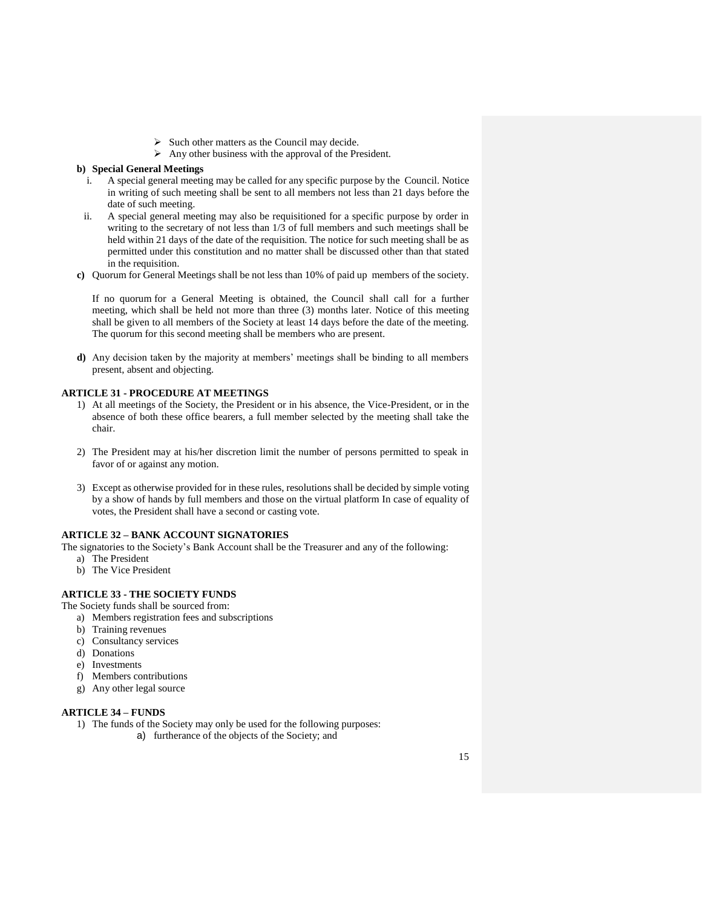- Such other matters as the Council may decide.
- Any other business with the approval of the President.

**b) Special General Meetings**

i. A special general meeting may be called for any specific purpose by the Council. Notice in writing of such meeting shall be sent to all members not less than 21 days before the date of such meeting.

ii. A special general meeting may also be requisitioned for a specific purpose by order in writing to the secretary of not less than 1/3 of full members and such meetings shall be held within 21 days of the date of the requisition. The notice for such meeting shall be as permitted under this constitution and no matter shall be discussed other than that stated in the requisition.

**c)** Quorum for General Meetings shall be not less than 10% of paid up members of the society.

If no quorum for a General Meeting is obtained, the Council shall call for a further meeting, which shall be held not more than three (3) months later. Notice of this meeting shall be given to all members of the Society at least 14 days before the date of the meeting. The quorum for this second meeting shall be members who are present.

**d)** Any decision taken by the majority at members' meetings shall be binding to all members present, absent and objecting.

### ARTICLE 31 - PROCEDURE AT MEETINGS

1) At all meetings of the Society, the President or in his absence, the Vice-President, or in the absence of both these office bearers, a full member selected by the meeting shall take the chair.

2) The President may at his/her discretion limit the number of persons permitted to speak in favor of or against any motion.

3) Except as otherwise provided for in these rules, resolutions shall be decided by simple voting by a show of hands by full members and those on the virtual platform In case of equality of votes, the President shall have a second or casting vote.

### ARTICLE 32 – BANK ACCOUNT SIGNATORIES

The signatories to the Society's Bank Account shall be the Treasurer and any of the following:

a) The President
b) The Vice President

### ARTICLE 33 - THE SOCIETY FUNDS

The Society funds shall be sourced from:

a) Members registration fees and subscriptions
b) Training revenues
c) Consultancy services
d) Donations
e) Investments
f) Members contributions
g) Any other legal source

### ARTICLE 34 – FUNDS

1) The funds of the Society may only be used for the following purposes:
    a) furtherance of the objects of the Society; and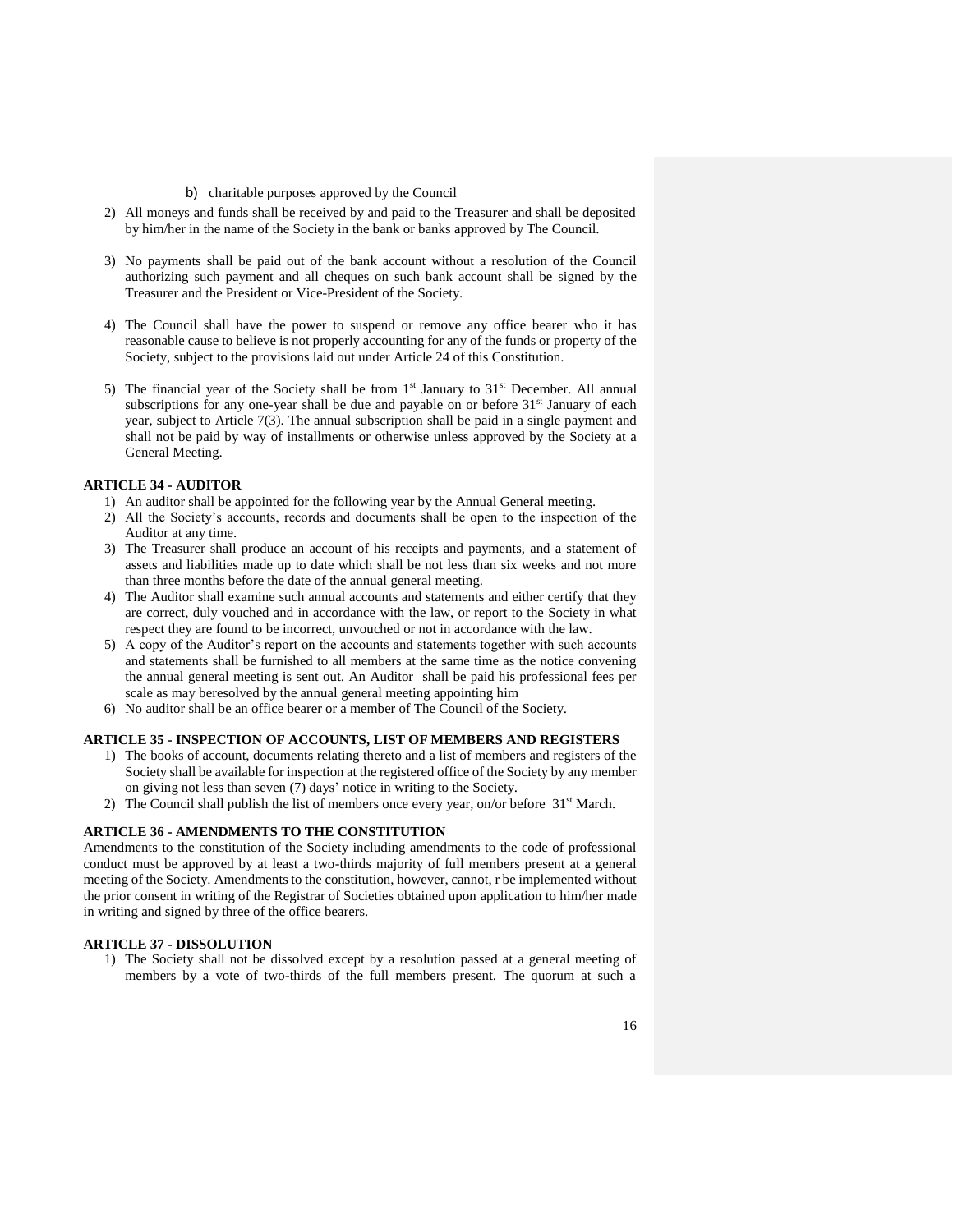b) charitable purposes approved by the Council

2) All moneys and funds shall be received by and paid to the Treasurer and shall be deposited by him/her in the name of the Society in the bank or banks approved by The Council.

3) No payments shall be paid out of the bank account without a resolution of the Council authorizing such payment and all cheques on such bank account shall be signed by the Treasurer and the President or Vice-President of the Society.

4) The Council shall have the power to suspend or remove any office bearer who it has reasonable cause to believe is not properly accounting for any of the funds or property of the Society, subject to the provisions laid out under Article 24 of this Constitution.

5) The financial year of the Society shall be from 1st January to 31st December. All annual subscriptions for any one-year shall be due and payable on or before 31st January of each year, subject to Article 7(3). The annual subscription shall be paid in a single payment and shall not be paid by way of installments or otherwise unless approved by the Society at a General Meeting.

**ARTICLE 34 - AUDITOR**

1) An auditor shall be appointed for the following year by the Annual General meeting.
2) All the Society's accounts, records and documents shall be open to the inspection of the Auditor at any time.
3) The Treasurer shall produce an account of his receipts and payments, and a statement of assets and liabilities made up to date which shall be not less than six weeks and not more than three months before the date of the annual general meeting.
4) The Auditor shall examine such annual accounts and statements and either certify that they are correct, duly vouched and in accordance with the law, or report to the Society in what respect they are found to be incorrect, unvouched or not in accordance with the law.
5) A copy of the Auditor's report on the accounts and statements together with such accounts and statements shall be furnished to all members at the same time as the notice convening the annual general meeting is sent out. An Auditor shall be paid his professional fees per scale as may beresolved by the annual general meeting appointing him
6) No auditor shall be an office bearer or a member of The Council of the Society.

**ARTICLE 35 - INSPECTION OF ACCOUNTS, LIST OF MEMBERS AND REGISTERS**

1) The books of account, documents relating thereto and a list of members and registers of the Society shall be available for inspection at the registered office of the Society by any member on giving not less than seven (7) days' notice in writing to the Society.
2) The Council shall publish the list of members once every year, on/or before 31st March.

**ARTICLE 36 - AMENDMENTS TO THE CONSTITUTION**

Amendments to the constitution of the Society including amendments to the code of professional conduct must be approved by at least a two-thirds majority of full members present at a general meeting of the Society. Amendments to the constitution, however, cannot, r be implemented without the prior consent in writing of the Registrar of Societies obtained upon application to him/her made in writing and signed by three of the office bearers.

**ARTICLE 37 - DISSOLUTION**

1) The Society shall not be dissolved except by a resolution passed at a general meeting of members by a vote of two-thirds of the full members present. The quorum at such a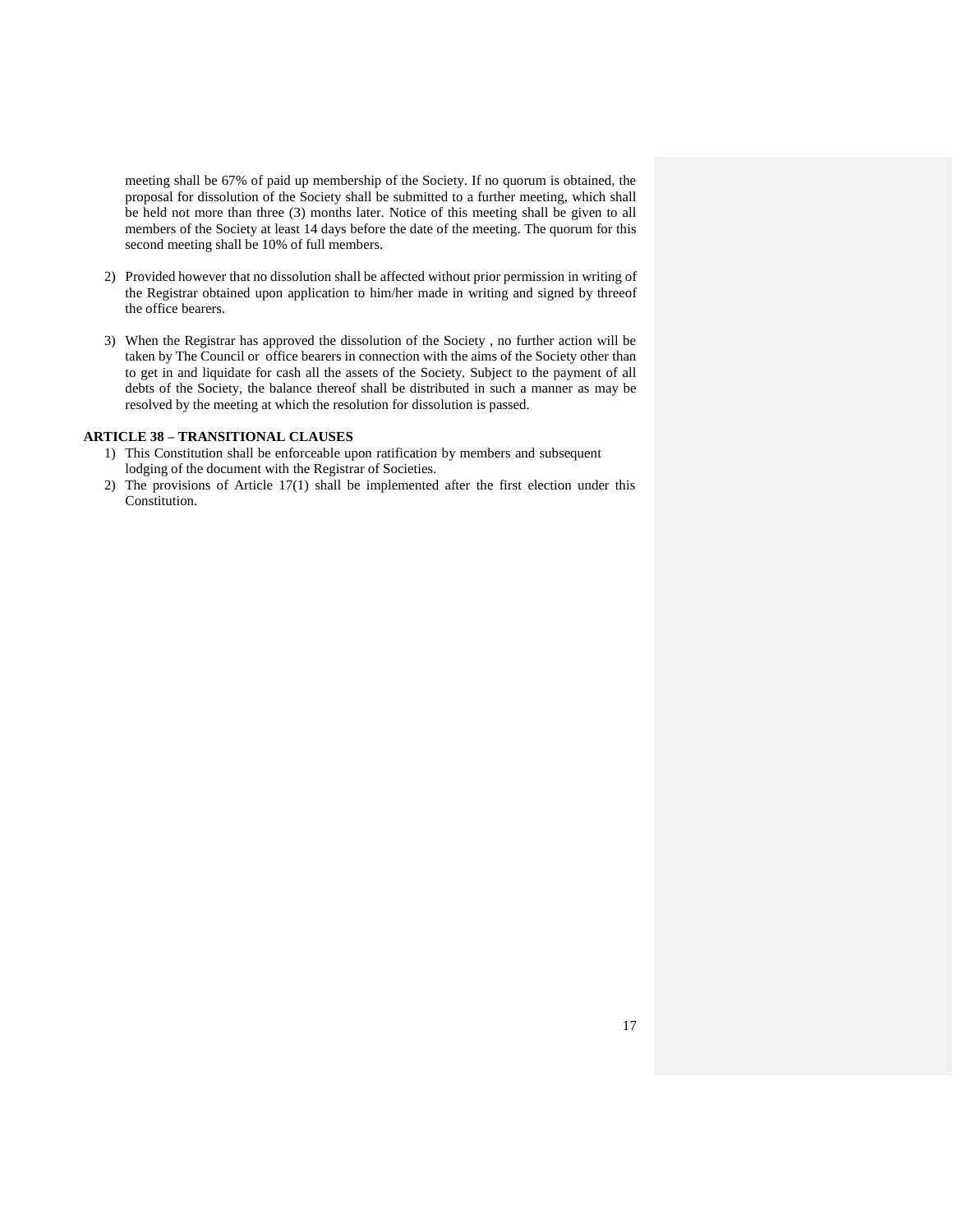meeting shall be 67% of paid up membership of the Society. If no quorum is obtained, the proposal for dissolution of the Society shall be submitted to a further meeting, which shall be held not more than three (3) months later. Notice of this meeting shall be given to all members of the Society at least 14 days before the date of the meeting. The quorum for this second meeting shall be 10% of full members.

2) Provided however that no dissolution shall be affected without prior permission in writing of the Registrar obtained upon application to him/her made in writing and signed by threeof the office bearers.

3) When the Registrar has approved the dissolution of the Society , no further action will be taken by The Council or office bearers in connection with the aims of the Society other than to get in and liquidate for cash all the assets of the Society. Subject to the payment of all debts of the Society, the balance thereof shall be distributed in such a manner as may be resolved by the meeting at which the resolution for dissolution is passed.

**ARTICLE 38 – TRANSITIONAL CLAUSES**

1) This Constitution shall be enforceable upon ratification by members and subsequent lodging of the document with the Registrar of Societies.
2) The provisions of Article 17(1) shall be implemented after the first election under this Constitution.